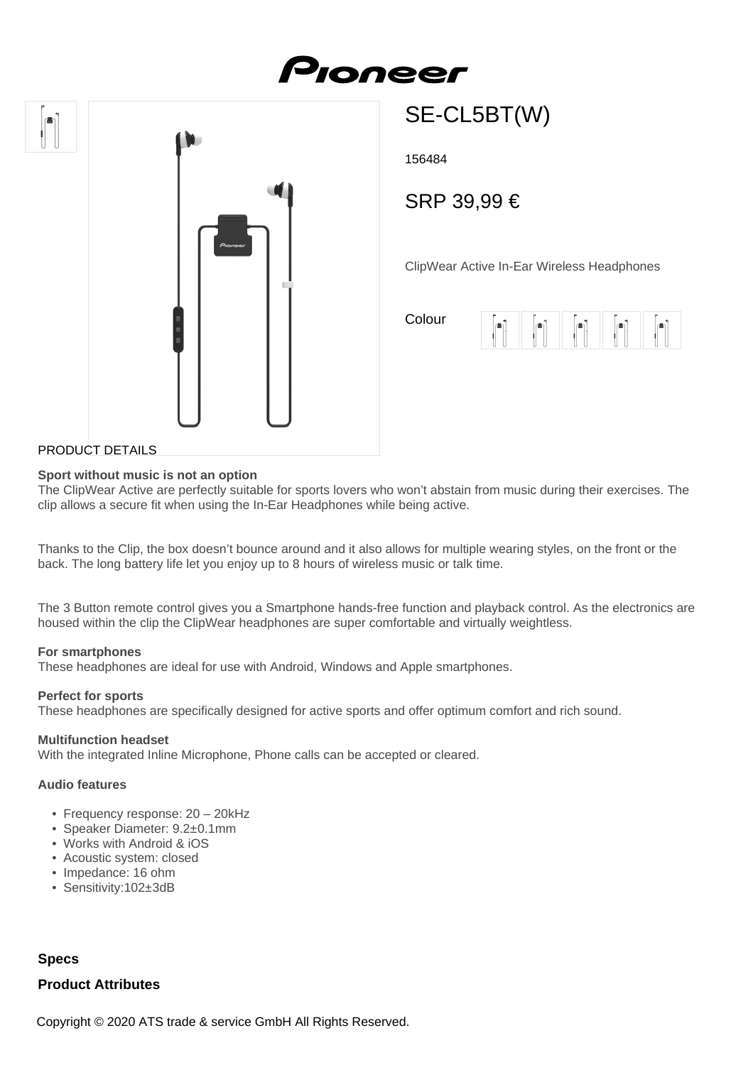# Pioneer

## SE-CL5BT(W)

156484

SRP 39,99 €

ClipWear Active In-Ear Wireless Headphones

Colour

PRODUCT DETAILS

**Sport without music is not an option**
The ClipWear Active are perfectly suitable for sports lovers who won't abstain from music during their exercises. The clip allows a secure fit when using the In-Ear Headphones while being active.

Thanks to the Clip, the box doesn't bounce around and it also allows for multiple wearing styles, on the front or the back. The long battery life let you enjoy up to 8 hours of wireless music or talk time.

The 3 Button remote control gives you a Smartphone hands-free function and playback control. As the electronics are housed within the clip the ClipWear headphones are super comfortable and virtually weightless.

**For smartphones**
These headphones are ideal for use with Android, Windows and Apple smartphones.

**Perfect for sports**
These headphones are specifically designed for active sports and offer optimum comfort and rich sound.

**Multifunction headset**
With the integrated Inline Microphone, Phone calls can be accepted or cleared.

**Audio features**

- Frequency response: 20 – 20kHz
- Speaker Diameter: 9.2±0.1mm
- Works with Android & iOS
- Acoustic system: closed
- Impedance: 16 ohm
- Sensitivity:102±3dB

**Specs**

**Product Attributes**

Copyright © 2020 ATS trade & service GmbH All Rights Reserved.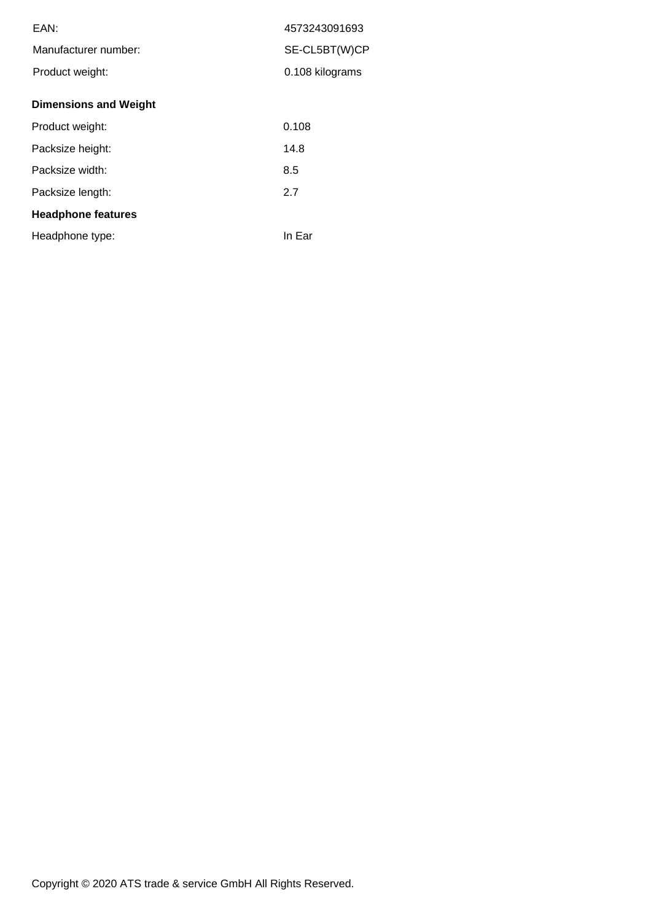| | |
|---|---|
| EAN: | 4573243091693 |
| Manufacturer number: | SE-CL5BT(W)CP |
| Product weight: | 0.108 kilograms |

**Dimensions and Weight**

| | |
|---|---|
| Product weight: | 0.108 |
| Packsize height: | 14.8 |
| Packsize width: | 8.5 |
| Packsize length: | 2.7 |

**Headphone features**

| | |
|---|---|
| Headphone type: | In Ear |

Copyright © 2020 ATS trade & service GmbH All Rights Reserved.